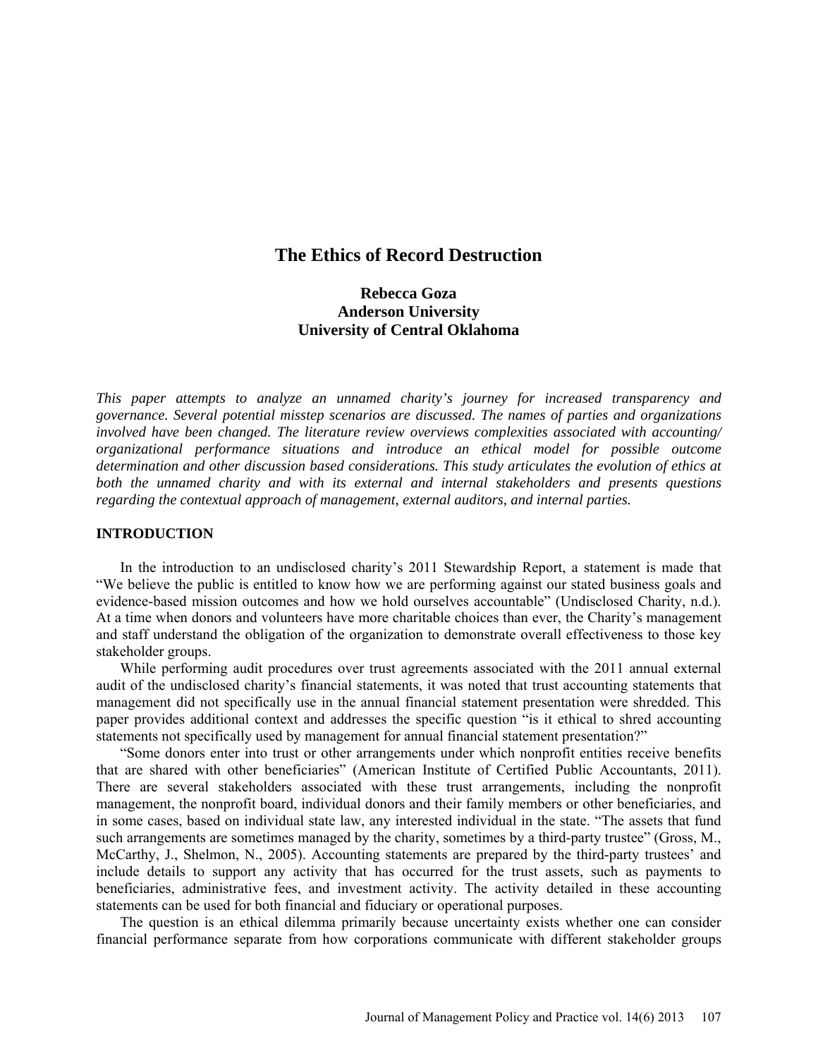# The Ethics of Record Destruction

**Rebecca Goza**
**Anderson University**
**University of Central Oklahoma**

*This paper attempts to analyze an unnamed charity's journey for increased transparency and governance. Several potential misstep scenarios are discussed. The names of parties and organizations involved have been changed. The literature review overviews complexities associated with accounting/ organizational performance situations and introduce an ethical model for possible outcome determination and other discussion based considerations. This study articulates the evolution of ethics at both the unnamed charity and with its external and internal stakeholders and presents questions regarding the contextual approach of management, external auditors, and internal parties.*

## INTRODUCTION

In the introduction to an undisclosed charity's 2011 Stewardship Report, a statement is made that "We believe the public is entitled to know how we are performing against our stated business goals and evidence-based mission outcomes and how we hold ourselves accountable" (Undisclosed Charity, n.d.). At a time when donors and volunteers have more charitable choices than ever, the Charity's management and staff understand the obligation of the organization to demonstrate overall effectiveness to those key stakeholder groups.

While performing audit procedures over trust agreements associated with the 2011 annual external audit of the undisclosed charity's financial statements, it was noted that trust accounting statements that management did not specifically use in the annual financial statement presentation were shredded. This paper provides additional context and addresses the specific question "is it ethical to shred accounting statements not specifically used by management for annual financial statement presentation?"

"Some donors enter into trust or other arrangements under which nonprofit entities receive benefits that are shared with other beneficiaries" (American Institute of Certified Public Accountants, 2011). There are several stakeholders associated with these trust arrangements, including the nonprofit management, the nonprofit board, individual donors and their family members or other beneficiaries, and in some cases, based on individual state law, any interested individual in the state. "The assets that fund such arrangements are sometimes managed by the charity, sometimes by a third-party trustee" (Gross, M., McCarthy, J., Shelmon, N., 2005). Accounting statements are prepared by the third-party trustees' and include details to support any activity that has occurred for the trust assets, such as payments to beneficiaries, administrative fees, and investment activity. The activity detailed in these accounting statements can be used for both financial and fiduciary or operational purposes.

The question is an ethical dilemma primarily because uncertainty exists whether one can consider financial performance separate from how corporations communicate with different stakeholder groups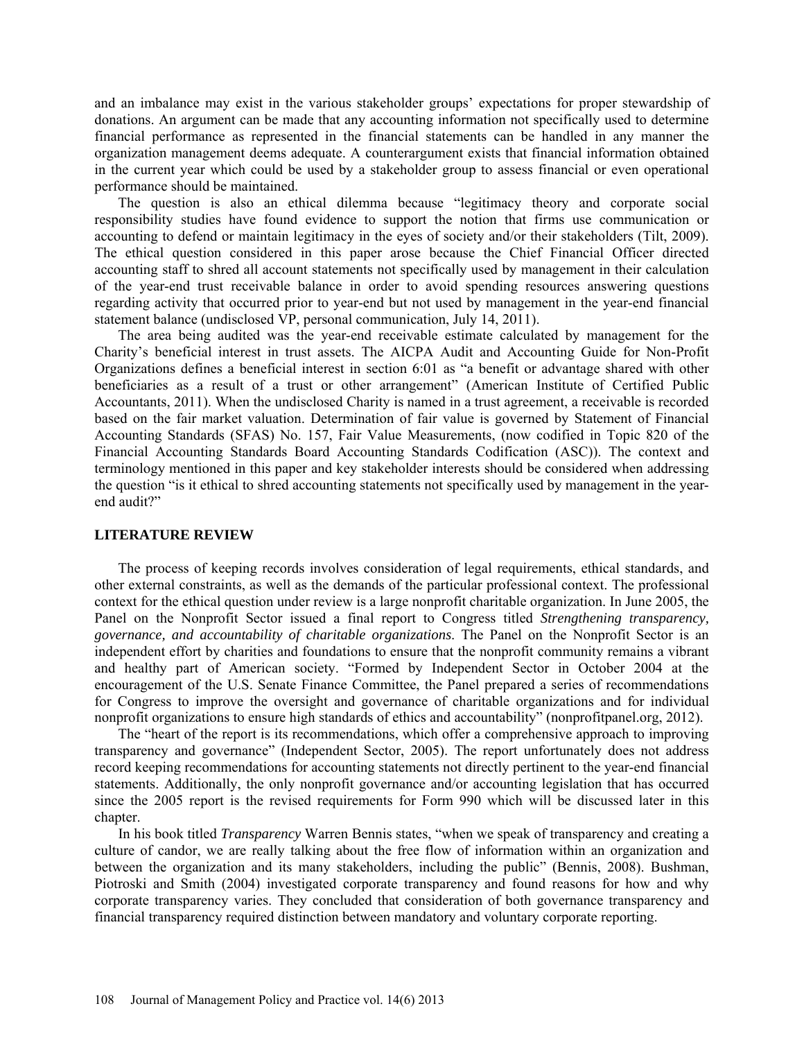and an imbalance may exist in the various stakeholder groups' expectations for proper stewardship of donations. An argument can be made that any accounting information not specifically used to determine financial performance as represented in the financial statements can be handled in any manner the organization management deems adequate. A counterargument exists that financial information obtained in the current year which could be used by a stakeholder group to assess financial or even operational performance should be maintained.

The question is also an ethical dilemma because "legitimacy theory and corporate social responsibility studies have found evidence to support the notion that firms use communication or accounting to defend or maintain legitimacy in the eyes of society and/or their stakeholders (Tilt, 2009). The ethical question considered in this paper arose because the Chief Financial Officer directed accounting staff to shred all account statements not specifically used by management in their calculation of the year-end trust receivable balance in order to avoid spending resources answering questions regarding activity that occurred prior to year-end but not used by management in the year-end financial statement balance (undisclosed VP, personal communication, July 14, 2011).

The area being audited was the year-end receivable estimate calculated by management for the Charity's beneficial interest in trust assets. The AICPA Audit and Accounting Guide for Non-Profit Organizations defines a beneficial interest in section 6:01 as "a benefit or advantage shared with other beneficiaries as a result of a trust or other arrangement" (American Institute of Certified Public Accountants, 2011). When the undisclosed Charity is named in a trust agreement, a receivable is recorded based on the fair market valuation. Determination of fair value is governed by Statement of Financial Accounting Standards (SFAS) No. 157, Fair Value Measurements, (now codified in Topic 820 of the Financial Accounting Standards Board Accounting Standards Codification (ASC)). The context and terminology mentioned in this paper and key stakeholder interests should be considered when addressing the question "is it ethical to shred accounting statements not specifically used by management in the year-end audit?"

## LITERATURE REVIEW

The process of keeping records involves consideration of legal requirements, ethical standards, and other external constraints, as well as the demands of the particular professional context. The professional context for the ethical question under review is a large nonprofit charitable organization. In June 2005, the Panel on the Nonprofit Sector issued a final report to Congress titled *Strengthening transparency, governance, and accountability of charitable organizations.* The Panel on the Nonprofit Sector is an independent effort by charities and foundations to ensure that the nonprofit community remains a vibrant and healthy part of American society. "Formed by Independent Sector in October 2004 at the encouragement of the U.S. Senate Finance Committee, the Panel prepared a series of recommendations for Congress to improve the oversight and governance of charitable organizations and for individual nonprofit organizations to ensure high standards of ethics and accountability" (nonprofitpanel.org, 2012).

The "heart of the report is its recommendations, which offer a comprehensive approach to improving transparency and governance" (Independent Sector, 2005). The report unfortunately does not address record keeping recommendations for accounting statements not directly pertinent to the year-end financial statements. Additionally, the only nonprofit governance and/or accounting legislation that has occurred since the 2005 report is the revised requirements for Form 990 which will be discussed later in this chapter.

In his book titled *Transparency* Warren Bennis states, "when we speak of transparency and creating a culture of candor, we are really talking about the free flow of information within an organization and between the organization and its many stakeholders, including the public" (Bennis, 2008). Bushman, Piotroski and Smith (2004) investigated corporate transparency and found reasons for how and why corporate transparency varies. They concluded that consideration of both governance transparency and financial transparency required distinction between mandatory and voluntary corporate reporting.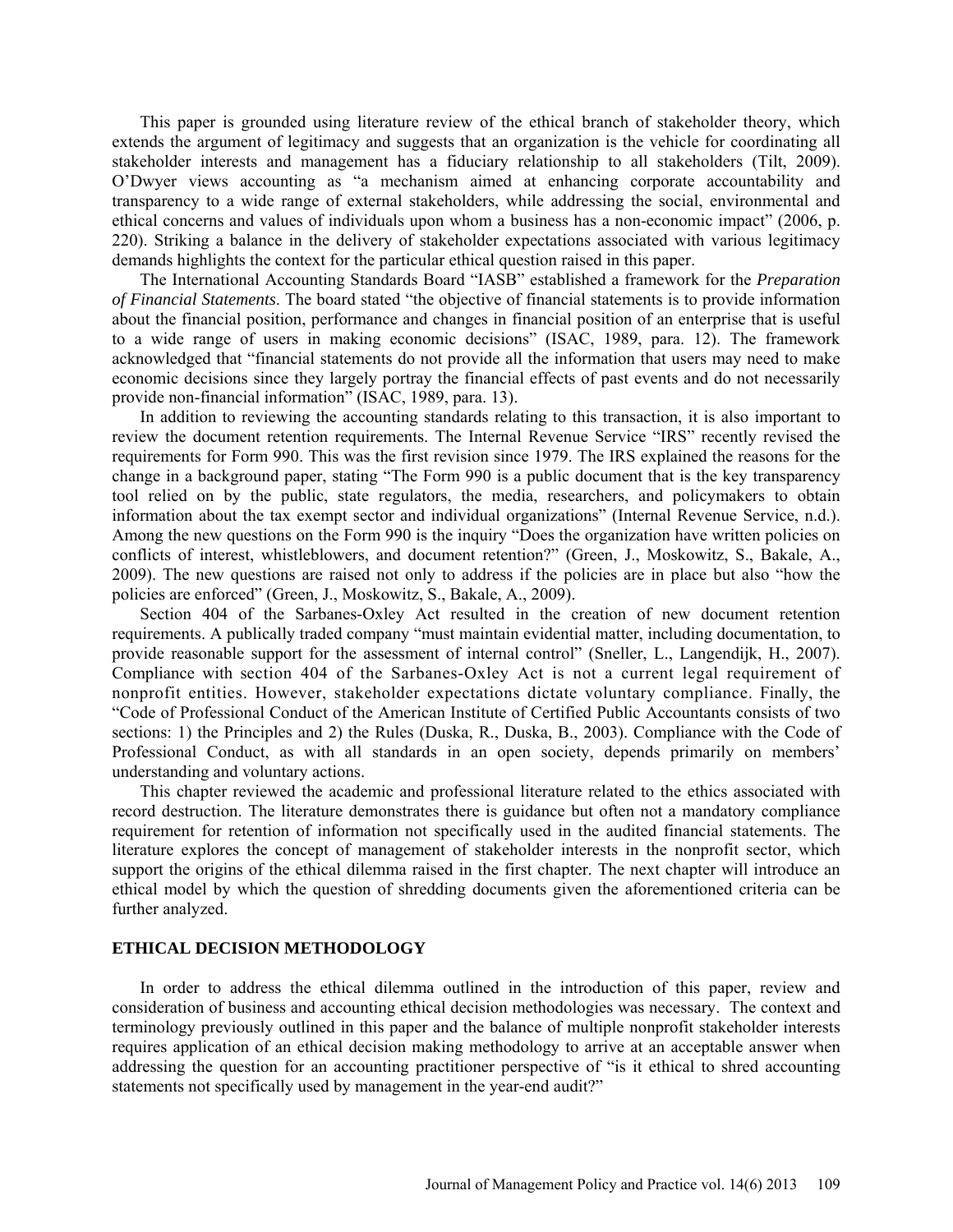This paper is grounded using literature review of the ethical branch of stakeholder theory, which extends the argument of legitimacy and suggests that an organization is the vehicle for coordinating all stakeholder interests and management has a fiduciary relationship to all stakeholders (Tilt, 2009). O'Dwyer views accounting as "a mechanism aimed at enhancing corporate accountability and transparency to a wide range of external stakeholders, while addressing the social, environmental and ethical concerns and values of individuals upon whom a business has a non-economic impact" (2006, p. 220). Striking a balance in the delivery of stakeholder expectations associated with various legitimacy demands highlights the context for the particular ethical question raised in this paper.

The International Accounting Standards Board "IASB" established a framework for the *Preparation of Financial Statements*. The board stated "the objective of financial statements is to provide information about the financial position, performance and changes in financial position of an enterprise that is useful to a wide range of users in making economic decisions" (ISAC, 1989, para. 12). The framework acknowledged that "financial statements do not provide all the information that users may need to make economic decisions since they largely portray the financial effects of past events and do not necessarily provide non-financial information" (ISAC, 1989, para. 13).

In addition to reviewing the accounting standards relating to this transaction, it is also important to review the document retention requirements. The Internal Revenue Service "IRS" recently revised the requirements for Form 990. This was the first revision since 1979. The IRS explained the reasons for the change in a background paper, stating "The Form 990 is a public document that is the key transparency tool relied on by the public, state regulators, the media, researchers, and policymakers to obtain information about the tax exempt sector and individual organizations" (Internal Revenue Service, n.d.). Among the new questions on the Form 990 is the inquiry "Does the organization have written policies on conflicts of interest, whistleblowers, and document retention?" (Green, J., Moskowitz, S., Bakale, A., 2009). The new questions are raised not only to address if the policies are in place but also "how the policies are enforced" (Green, J., Moskowitz, S., Bakale, A., 2009).

Section 404 of the Sarbanes-Oxley Act resulted in the creation of new document retention requirements. A publically traded company "must maintain evidential matter, including documentation, to provide reasonable support for the assessment of internal control" (Sneller, L., Langendijk, H., 2007). Compliance with section 404 of the Sarbanes-Oxley Act is not a current legal requirement of nonprofit entities. However, stakeholder expectations dictate voluntary compliance. Finally, the "Code of Professional Conduct of the American Institute of Certified Public Accountants consists of two sections: 1) the Principles and 2) the Rules (Duska, R., Duska, B., 2003). Compliance with the Code of Professional Conduct, as with all standards in an open society, depends primarily on members' understanding and voluntary actions.

This chapter reviewed the academic and professional literature related to the ethics associated with record destruction. The literature demonstrates there is guidance but often not a mandatory compliance requirement for retention of information not specifically used in the audited financial statements. The literature explores the concept of management of stakeholder interests in the nonprofit sector, which support the origins of the ethical dilemma raised in the first chapter. The next chapter will introduce an ethical model by which the question of shredding documents given the aforementioned criteria can be further analyzed.

## ETHICAL DECISION METHODOLOGY

In order to address the ethical dilemma outlined in the introduction of this paper, review and consideration of business and accounting ethical decision methodologies was necessary. The context and terminology previously outlined in this paper and the balance of multiple nonprofit stakeholder interests requires application of an ethical decision making methodology to arrive at an acceptable answer when addressing the question for an accounting practitioner perspective of "is it ethical to shred accounting statements not specifically used by management in the year-end audit?"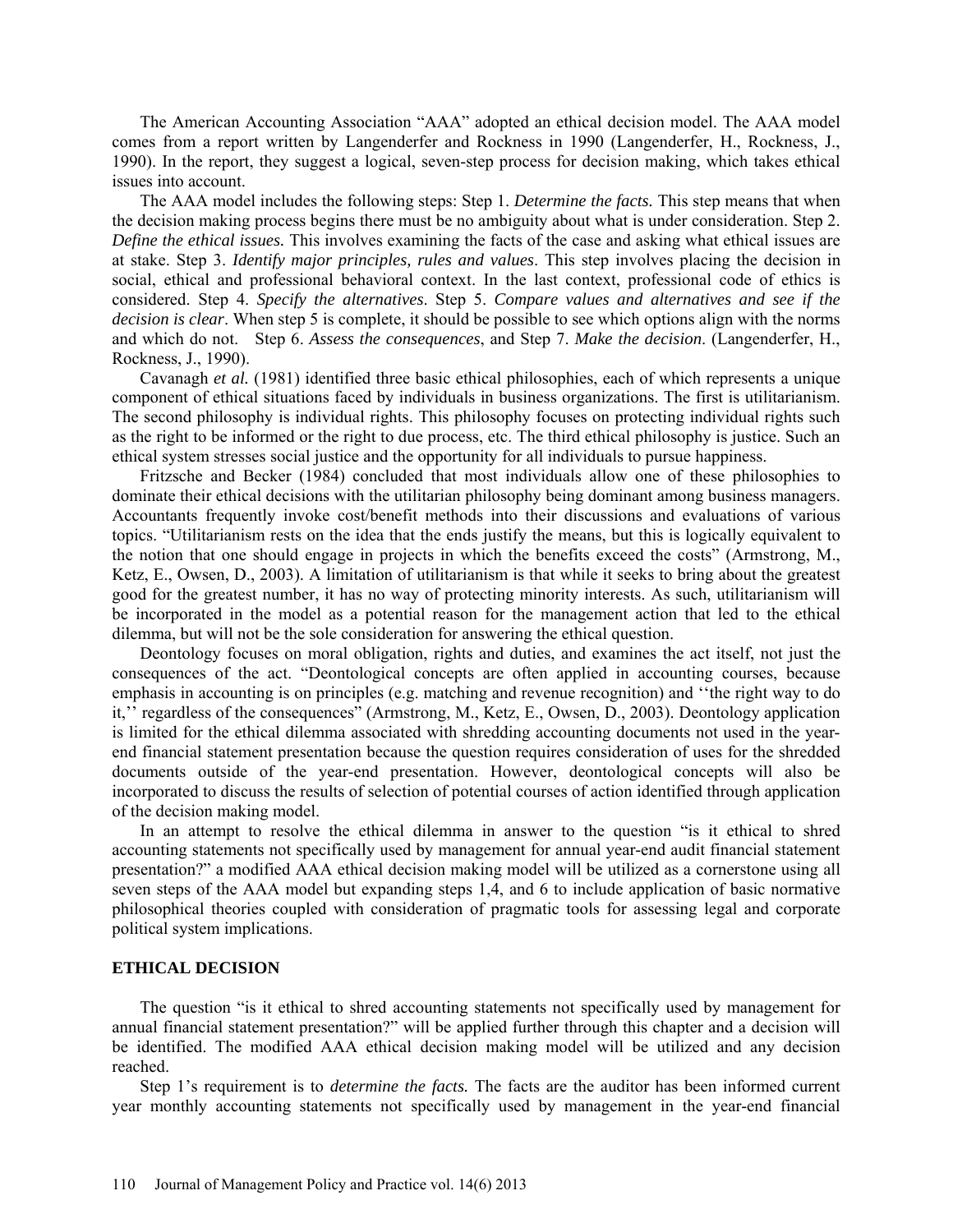The American Accounting Association "AAA" adopted an ethical decision model. The AAA model comes from a report written by Langenderfer and Rockness in 1990 (Langenderfer, H., Rockness, J., 1990). In the report, they suggest a logical, seven-step process for decision making, which takes ethical issues into account.

The AAA model includes the following steps: Step 1. *Determine the facts.* This step means that when the decision making process begins there must be no ambiguity about what is under consideration. Step 2. *Define the ethical issues.* This involves examining the facts of the case and asking what ethical issues are at stake. Step 3. *Identify major principles, rules and values*. This step involves placing the decision in social, ethical and professional behavioral context. In the last context, professional code of ethics is considered. Step 4. *Specify the alternatives*. Step 5. *Compare values and alternatives and see if the decision is clear*. When step 5 is complete, it should be possible to see which options align with the norms and which do not. Step 6. *Assess the consequences*, and Step 7. *Make the decision*. (Langenderfer, H., Rockness, J., 1990).

Cavanagh *et al.* (1981) identified three basic ethical philosophies, each of which represents a unique component of ethical situations faced by individuals in business organizations. The first is utilitarianism. The second philosophy is individual rights. This philosophy focuses on protecting individual rights such as the right to be informed or the right to due process, etc. The third ethical philosophy is justice. Such an ethical system stresses social justice and the opportunity for all individuals to pursue happiness.

Fritzsche and Becker (1984) concluded that most individuals allow one of these philosophies to dominate their ethical decisions with the utilitarian philosophy being dominant among business managers. Accountants frequently invoke cost/benefit methods into their discussions and evaluations of various topics. "Utilitarianism rests on the idea that the ends justify the means, but this is logically equivalent to the notion that one should engage in projects in which the benefits exceed the costs" (Armstrong, M., Ketz, E., Owsen, D., 2003). A limitation of utilitarianism is that while it seeks to bring about the greatest good for the greatest number, it has no way of protecting minority interests. As such, utilitarianism will be incorporated in the model as a potential reason for the management action that led to the ethical dilemma, but will not be the sole consideration for answering the ethical question.

Deontology focuses on moral obligation, rights and duties, and examines the act itself, not just the consequences of the act. "Deontological concepts are often applied in accounting courses, because emphasis in accounting is on principles (e.g. matching and revenue recognition) and ''the right way to do it,'' regardless of the consequences" (Armstrong, M., Ketz, E., Owsen, D., 2003). Deontology application is limited for the ethical dilemma associated with shredding accounting documents not used in the year-end financial statement presentation because the question requires consideration of uses for the shredded documents outside of the year-end presentation. However, deontological concepts will also be incorporated to discuss the results of selection of potential courses of action identified through application of the decision making model.

In an attempt to resolve the ethical dilemma in answer to the question "is it ethical to shred accounting statements not specifically used by management for annual year-end audit financial statement presentation?" a modified AAA ethical decision making model will be utilized as a cornerstone using all seven steps of the AAA model but expanding steps 1,4, and 6 to include application of basic normative philosophical theories coupled with consideration of pragmatic tools for assessing legal and corporate political system implications.

## ETHICAL DECISION

The question "is it ethical to shred accounting statements not specifically used by management for annual financial statement presentation?" will be applied further through this chapter and a decision will be identified. The modified AAA ethical decision making model will be utilized and any decision reached.

Step 1's requirement is to *determine the facts.* The facts are the auditor has been informed current year monthly accounting statements not specifically used by management in the year-end financial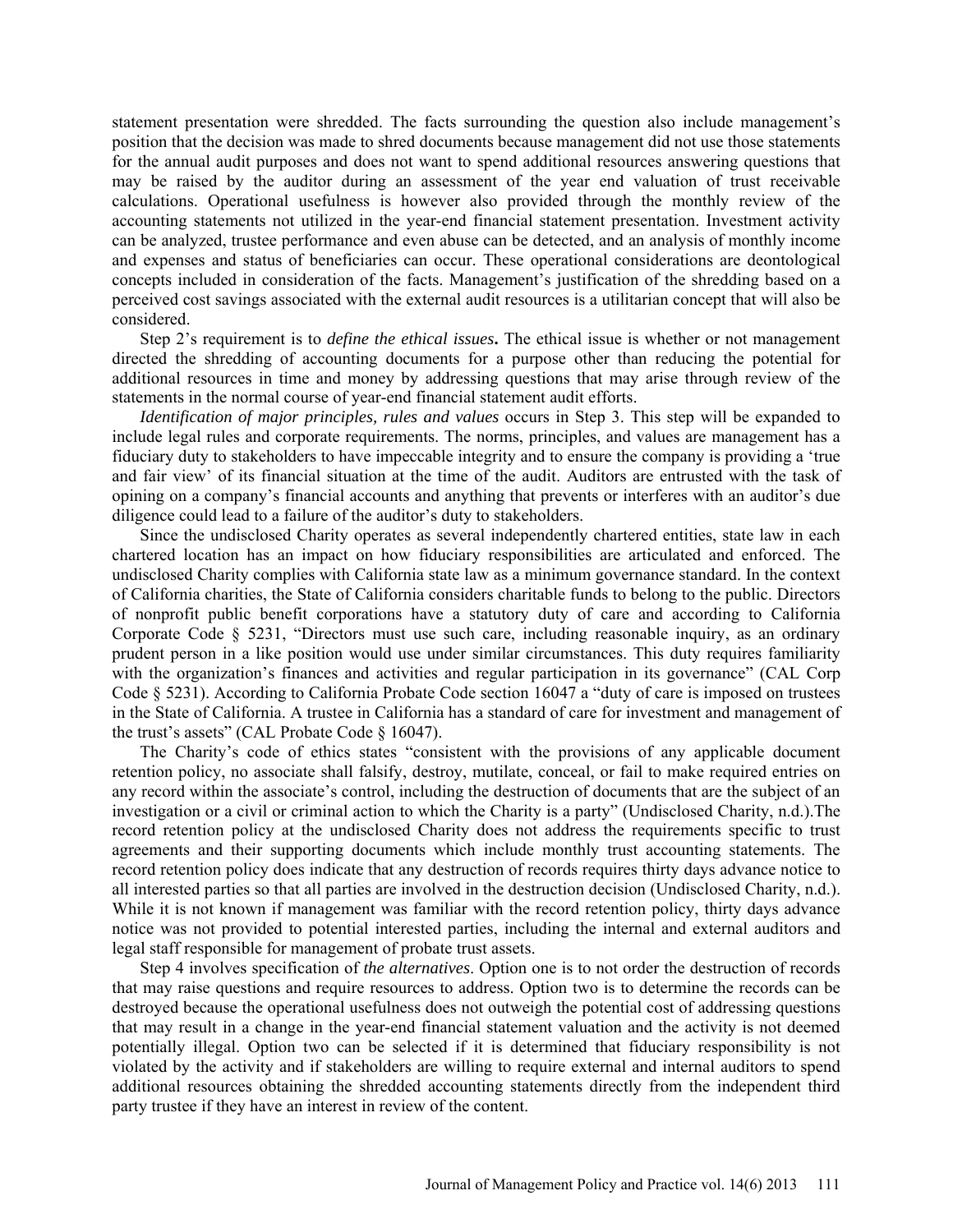statement presentation were shredded. The facts surrounding the question also include management's position that the decision was made to shred documents because management did not use those statements for the annual audit purposes and does not want to spend additional resources answering questions that may be raised by the auditor during an assessment of the year end valuation of trust receivable calculations. Operational usefulness is however also provided through the monthly review of the accounting statements not utilized in the year-end financial statement presentation. Investment activity can be analyzed, trustee performance and even abuse can be detected, and an analysis of monthly income and expenses and status of beneficiaries can occur. These operational considerations are deontological concepts included in consideration of the facts. Management's justification of the shredding based on a perceived cost savings associated with the external audit resources is a utilitarian concept that will also be considered.

Step 2's requirement is to *define the ethical issues***.** The ethical issue is whether or not management directed the shredding of accounting documents for a purpose other than reducing the potential for additional resources in time and money by addressing questions that may arise through review of the statements in the normal course of year-end financial statement audit efforts.

*Identification of major principles, rules and values* occurs in Step 3. This step will be expanded to include legal rules and corporate requirements. The norms, principles, and values are management has a fiduciary duty to stakeholders to have impeccable integrity and to ensure the company is providing a 'true and fair view' of its financial situation at the time of the audit. Auditors are entrusted with the task of opining on a company's financial accounts and anything that prevents or interferes with an auditor's due diligence could lead to a failure of the auditor's duty to stakeholders.

Since the undisclosed Charity operates as several independently chartered entities, state law in each chartered location has an impact on how fiduciary responsibilities are articulated and enforced. The undisclosed Charity complies with California state law as a minimum governance standard. In the context of California charities, the State of California considers charitable funds to belong to the public. Directors of nonprofit public benefit corporations have a statutory duty of care and according to California Corporate Code § 5231, "Directors must use such care, including reasonable inquiry, as an ordinary prudent person in a like position would use under similar circumstances. This duty requires familiarity with the organization's finances and activities and regular participation in its governance" (CAL Corp Code § 5231). According to California Probate Code section 16047 a "duty of care is imposed on trustees in the State of California. A trustee in California has a standard of care for investment and management of the trust's assets" (CAL Probate Code § 16047).

The Charity's code of ethics states "consistent with the provisions of any applicable document retention policy, no associate shall falsify, destroy, mutilate, conceal, or fail to make required entries on any record within the associate's control, including the destruction of documents that are the subject of an investigation or a civil or criminal action to which the Charity is a party" (Undisclosed Charity, n.d.).The record retention policy at the undisclosed Charity does not address the requirements specific to trust agreements and their supporting documents which include monthly trust accounting statements. The record retention policy does indicate that any destruction of records requires thirty days advance notice to all interested parties so that all parties are involved in the destruction decision (Undisclosed Charity, n.d.). While it is not known if management was familiar with the record retention policy, thirty days advance notice was not provided to potential interested parties, including the internal and external auditors and legal staff responsible for management of probate trust assets.

Step 4 involves specification of *the alternatives*. Option one is to not order the destruction of records that may raise questions and require resources to address. Option two is to determine the records can be destroyed because the operational usefulness does not outweigh the potential cost of addressing questions that may result in a change in the year-end financial statement valuation and the activity is not deemed potentially illegal. Option two can be selected if it is determined that fiduciary responsibility is not violated by the activity and if stakeholders are willing to require external and internal auditors to spend additional resources obtaining the shredded accounting statements directly from the independent third party trustee if they have an interest in review of the content.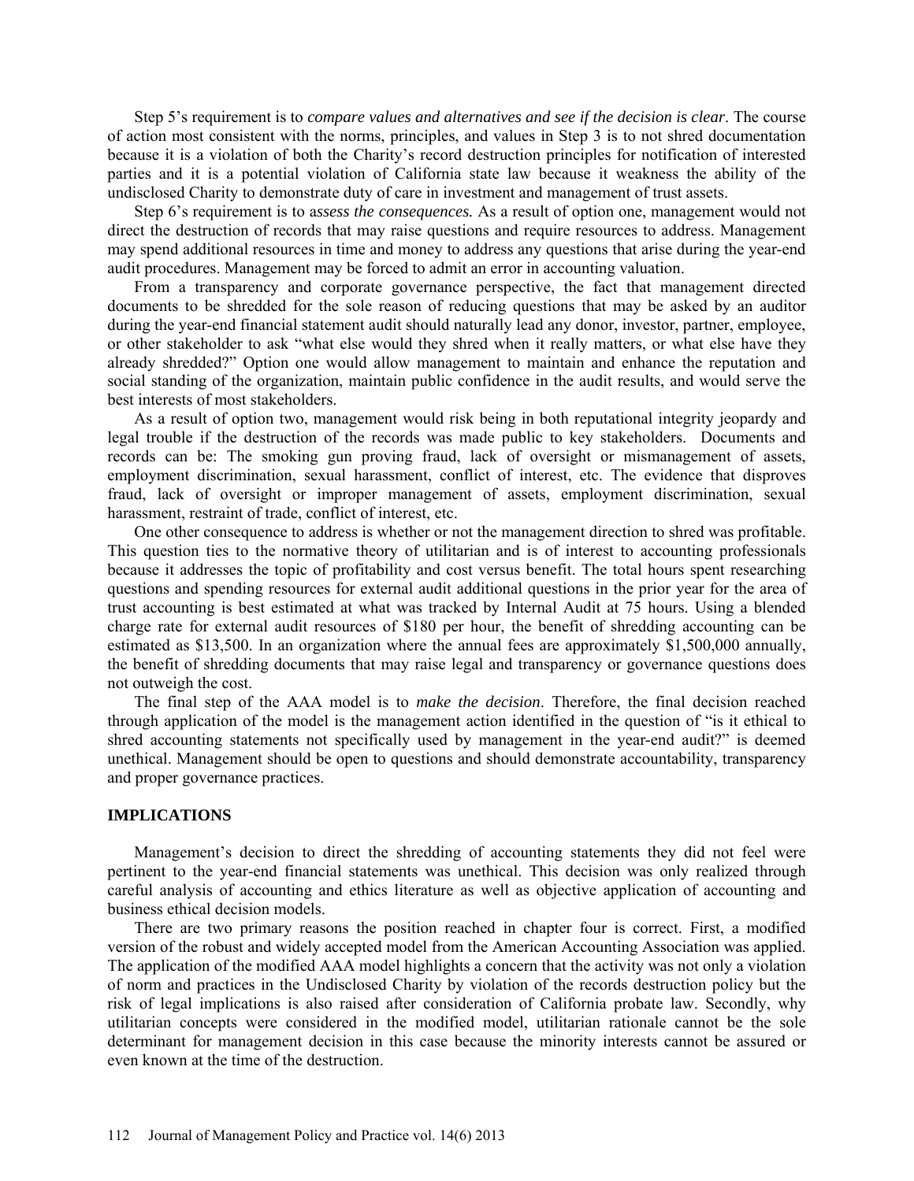Step 5's requirement is to *compare values and alternatives and see if the decision is clear*. The course of action most consistent with the norms, principles, and values in Step 3 is to not shred documentation because it is a violation of both the Charity's record destruction principles for notification of interested parties and it is a potential violation of California state law because it weakness the ability of the undisclosed Charity to demonstrate duty of care in investment and management of trust assets.

Step 6's requirement is to a*ssess the consequences.* As a result of option one, management would not direct the destruction of records that may raise questions and require resources to address. Management may spend additional resources in time and money to address any questions that arise during the year-end audit procedures. Management may be forced to admit an error in accounting valuation.

From a transparency and corporate governance perspective, the fact that management directed documents to be shredded for the sole reason of reducing questions that may be asked by an auditor during the year-end financial statement audit should naturally lead any donor, investor, partner, employee, or other stakeholder to ask "what else would they shred when it really matters, or what else have they already shredded?" Option one would allow management to maintain and enhance the reputation and social standing of the organization, maintain public confidence in the audit results, and would serve the best interests of most stakeholders.

As a result of option two, management would risk being in both reputational integrity jeopardy and legal trouble if the destruction of the records was made public to key stakeholders. Documents and records can be: The smoking gun proving fraud, lack of oversight or mismanagement of assets, employment discrimination, sexual harassment, conflict of interest, etc. The evidence that disproves fraud, lack of oversight or improper management of assets, employment discrimination, sexual harassment, restraint of trade, conflict of interest, etc.

One other consequence to address is whether or not the management direction to shred was profitable. This question ties to the normative theory of utilitarian and is of interest to accounting professionals because it addresses the topic of profitability and cost versus benefit. The total hours spent researching questions and spending resources for external audit additional questions in the prior year for the area of trust accounting is best estimated at what was tracked by Internal Audit at 75 hours. Using a blended charge rate for external audit resources of $180 per hour, the benefit of shredding accounting can be estimated as $13,500. In an organization where the annual fees are approximately $1,500,000 annually, the benefit of shredding documents that may raise legal and transparency or governance questions does not outweigh the cost.

The final step of the AAA model is to *make the decision*. Therefore, the final decision reached through application of the model is the management action identified in the question of "is it ethical to shred accounting statements not specifically used by management in the year-end audit?" is deemed unethical. Management should be open to questions and should demonstrate accountability, transparency and proper governance practices.

## IMPLICATIONS

Management's decision to direct the shredding of accounting statements they did not feel were pertinent to the year-end financial statements was unethical. This decision was only realized through careful analysis of accounting and ethics literature as well as objective application of accounting and business ethical decision models.

There are two primary reasons the position reached in chapter four is correct. First, a modified version of the robust and widely accepted model from the American Accounting Association was applied. The application of the modified AAA model highlights a concern that the activity was not only a violation of norm and practices in the Undisclosed Charity by violation of the records destruction policy but the risk of legal implications is also raised after consideration of California probate law. Secondly, why utilitarian concepts were considered in the modified model, utilitarian rationale cannot be the sole determinant for management decision in this case because the minority interests cannot be assured or even known at the time of the destruction.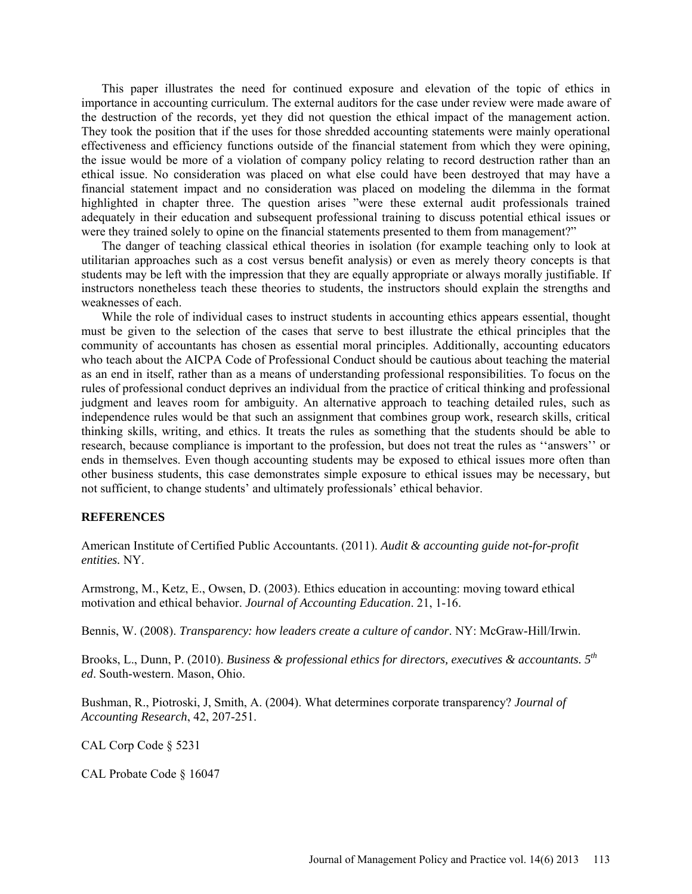This paper illustrates the need for continued exposure and elevation of the topic of ethics in importance in accounting curriculum. The external auditors for the case under review were made aware of the destruction of the records, yet they did not question the ethical impact of the management action. They took the position that if the uses for those shredded accounting statements were mainly operational effectiveness and efficiency functions outside of the financial statement from which they were opining, the issue would be more of a violation of company policy relating to record destruction rather than an ethical issue. No consideration was placed on what else could have been destroyed that may have a financial statement impact and no consideration was placed on modeling the dilemma in the format highlighted in chapter three. The question arises "were these external audit professionals trained adequately in their education and subsequent professional training to discuss potential ethical issues or were they trained solely to opine on the financial statements presented to them from management?"

The danger of teaching classical ethical theories in isolation (for example teaching only to look at utilitarian approaches such as a cost versus benefit analysis) or even as merely theory concepts is that students may be left with the impression that they are equally appropriate or always morally justifiable. If instructors nonetheless teach these theories to students, the instructors should explain the strengths and weaknesses of each.

While the role of individual cases to instruct students in accounting ethics appears essential, thought must be given to the selection of the cases that serve to best illustrate the ethical principles that the community of accountants has chosen as essential moral principles. Additionally, accounting educators who teach about the AICPA Code of Professional Conduct should be cautious about teaching the material as an end in itself, rather than as a means of understanding professional responsibilities. To focus on the rules of professional conduct deprives an individual from the practice of critical thinking and professional judgment and leaves room for ambiguity. An alternative approach to teaching detailed rules, such as independence rules would be that such an assignment that combines group work, research skills, critical thinking skills, writing, and ethics. It treats the rules as something that the students should be able to research, because compliance is important to the profession, but does not treat the rules as ''answers'' or ends in themselves. Even though accounting students may be exposed to ethical issues more often than other business students, this case demonstrates simple exposure to ethical issues may be necessary, but not sufficient, to change students' and ultimately professionals' ethical behavior.

## REFERENCES

American Institute of Certified Public Accountants. (2011). *Audit & accounting guide not-for-profit entities.* NY.

Armstrong, M., Ketz, E., Owsen, D. (2003). Ethics education in accounting: moving toward ethical motivation and ethical behavior. *Journal of Accounting Education*. 21, 1-16.

Bennis, W. (2008). *Transparency: how leaders create a culture of candor*. NY: McGraw-Hill/Irwin.

Brooks, L., Dunn, P. (2010). *Business & professional ethics for directors, executives & accountants. 5th ed*. South-western. Mason, Ohio.

Bushman, R., Piotroski, J, Smith, A. (2004). What determines corporate transparency? *Journal of Accounting Research*, 42, 207-251.

CAL Corp Code § 5231

CAL Probate Code § 16047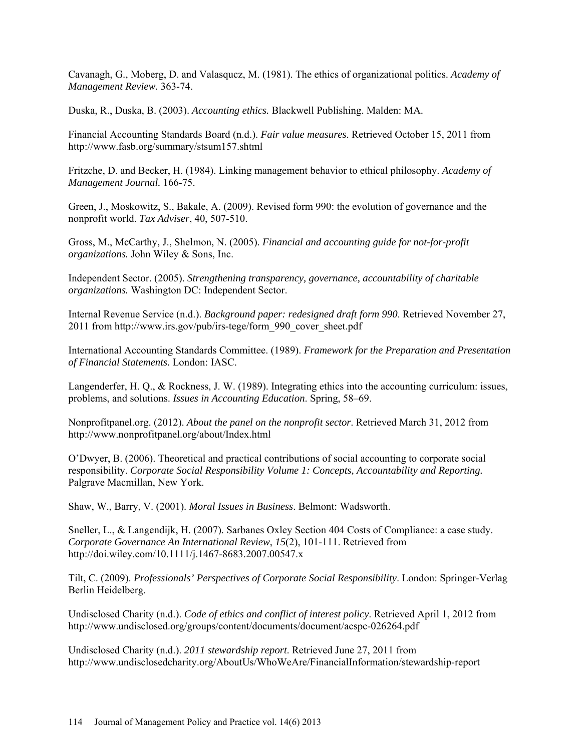Cavanagh, G., Moberg, D. and Valasqucz, M. (1981). The ethics of organizational politics. *Academy of Management Review.* 363-74.

Duska, R., Duska, B. (2003). *Accounting ethics.* Blackwell Publishing. Malden: MA.

Financial Accounting Standards Board (n.d.). *Fair value measures*. Retrieved October 15, 2011 from http://www.fasb.org/summary/stsum157.shtml

Fritzche, D. and Becker, H. (1984). Linking management behavior to ethical philosophy. *Academy of Management Journal.* 166-75.

Green, J., Moskowitz, S., Bakale, A. (2009). Revised form 990: the evolution of governance and the nonprofit world. *Tax Adviser*, 40, 507-510.

Gross, M., McCarthy, J., Shelmon, N. (2005). *Financial and accounting guide for not-for-profit organizations.* John Wiley & Sons, Inc.

Independent Sector. (2005). *Strengthening transparency, governance, accountability of charitable organizations.* Washington DC: Independent Sector.

Internal Revenue Service (n.d.). *Background paper: redesigned draft form 990*. Retrieved November 27, 2011 from http://www.irs.gov/pub/irs-tege/form_990_cover_sheet.pdf

International Accounting Standards Committee. (1989). *Framework for the Preparation and Presentation of Financial Statements.* London: IASC.

Langenderfer, H. Q., & Rockness, J. W. (1989). Integrating ethics into the accounting curriculum: issues, problems, and solutions. *Issues in Accounting Education*. Spring, 58–69.

Nonprofitpanel.org. (2012). *About the panel on the nonprofit sector*. Retrieved March 31, 2012 from http://www.nonprofitpanel.org/about/Index.html

O'Dwyer, B. (2006). Theoretical and practical contributions of social accounting to corporate social responsibility. *Corporate Social Responsibility Volume 1: Concepts, Accountability and Reporting.* Palgrave Macmillan, New York.

Shaw, W., Barry, V. (2001). *Moral Issues in Business*. Belmont: Wadsworth.

Sneller, L., & Langendijk, H. (2007). Sarbanes Oxley Section 404 Costs of Compliance: a case study. *Corporate Governance An International Review*, *15*(2), 101-111. Retrieved from http://doi.wiley.com/10.1111/j.1467-8683.2007.00547.x

Tilt, C. (2009). *Professionals' Perspectives of Corporate Social Responsibility*. London: Springer-Verlag Berlin Heidelberg.

Undisclosed Charity (n.d.). *Code of ethics and conflict of interest policy*. Retrieved April 1, 2012 from http://www.undisclosed.org/groups/content/documents/document/acspc-026264.pdf

Undisclosed Charity (n.d.). *2011 stewardship report*. Retrieved June 27, 2011 from http://www.undisclosedcharity.org/AboutUs/WhoWeAre/FinancialInformation/stewardship-report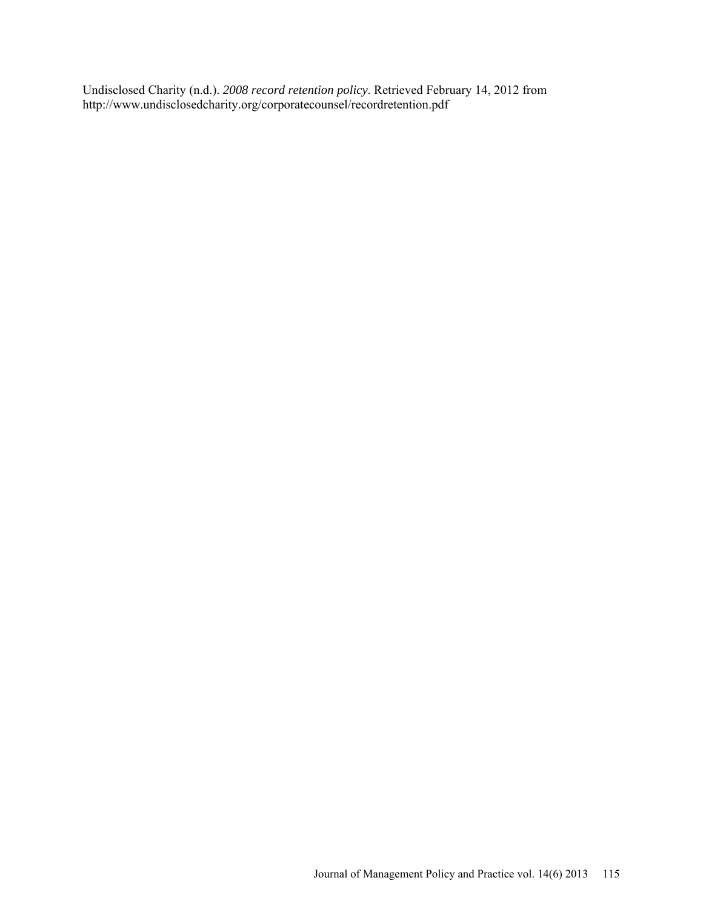Undisclosed Charity (n.d.). *2008 record retention policy*. Retrieved February 14, 2012 from http://www.undisclosedcharity.org/corporatecounsel/recordretention.pdf